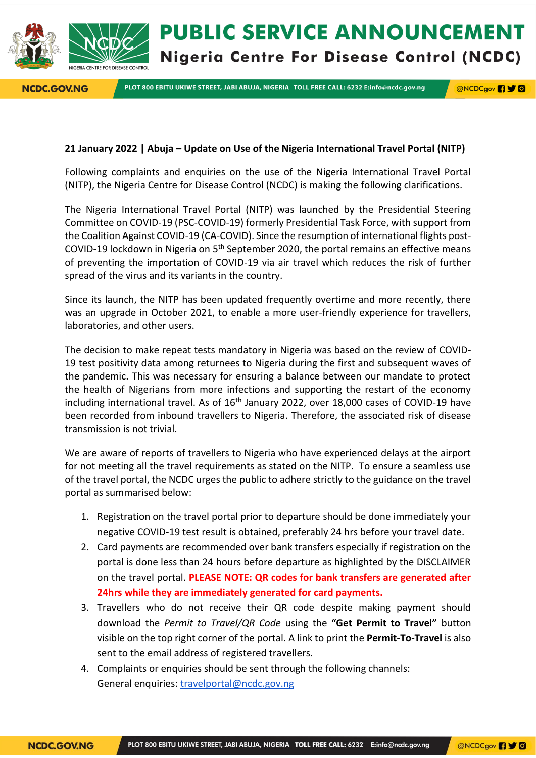# PUBLIC SERVICE ANNOUNCEMENT

## Nigeria Centre For Disease Control (NCDC)

**21 January 2022 | Abuja – Update on Use of the Nigeria International Travel Portal (NITP)**

Following complaints and enquiries on the use of the Nigeria International Travel Portal (NITP), the Nigeria Centre for Disease Control (NCDC) is making the following clarifications.

The Nigeria International Travel Portal (NITP) was launched by the Presidential Steering Committee on COVID-19 (PSC-COVID-19) formerly Presidential Task Force, with support from the Coalition Against COVID-19 (CA-COVID). Since the resumption of international flights post-COVID-19 lockdown in Nigeria on 5th September 2020, the portal remains an effective means of preventing the importation of COVID-19 via air travel which reduces the risk of further spread of the virus and its variants in the country.

Since its launch, the NITP has been updated frequently overtime and more recently, there was an upgrade in October 2021, to enable a more user-friendly experience for travellers, laboratories, and other users.

The decision to make repeat tests mandatory in Nigeria was based on the review of COVID-19 test positivity data among returnees to Nigeria during the first and subsequent waves of the pandemic. This was necessary for ensuring a balance between our mandate to protect the health of Nigerians from more infections and supporting the restart of the economy including international travel. As of 16th January 2022, over 18,000 cases of COVID-19 have been recorded from inbound travellers to Nigeria. Therefore, the associated risk of disease transmission is not trivial.

We are aware of reports of travellers to Nigeria who have experienced delays at the airport for not meeting all the travel requirements as stated on the NITP. To ensure a seamless use of the travel portal, the NCDC urges the public to adhere strictly to the guidance on the travel portal as summarised below:

1. Registration on the travel portal prior to departure should be done immediately your negative COVID-19 test result is obtained, preferably 24 hrs before your travel date.
2. Card payments are recommended over bank transfers especially if registration on the portal is done less than 24 hours before departure as highlighted by the DISCLAIMER on the travel portal. **PLEASE NOTE: QR codes for bank transfers are generated after 24hrs while they are immediately generated for card payments.**
3. Travellers who do not receive their QR code despite making payment should download the *Permit to Travel/QR Code* using the **"Get Permit to Travel"** button visible on the top right corner of the portal. A link to print the **Permit-To-Travel** is also sent to the email address of registered travellers.
4. Complaints or enquiries should be sent through the following channels:
   General enquiries: travelportal@ncdc.gov.ng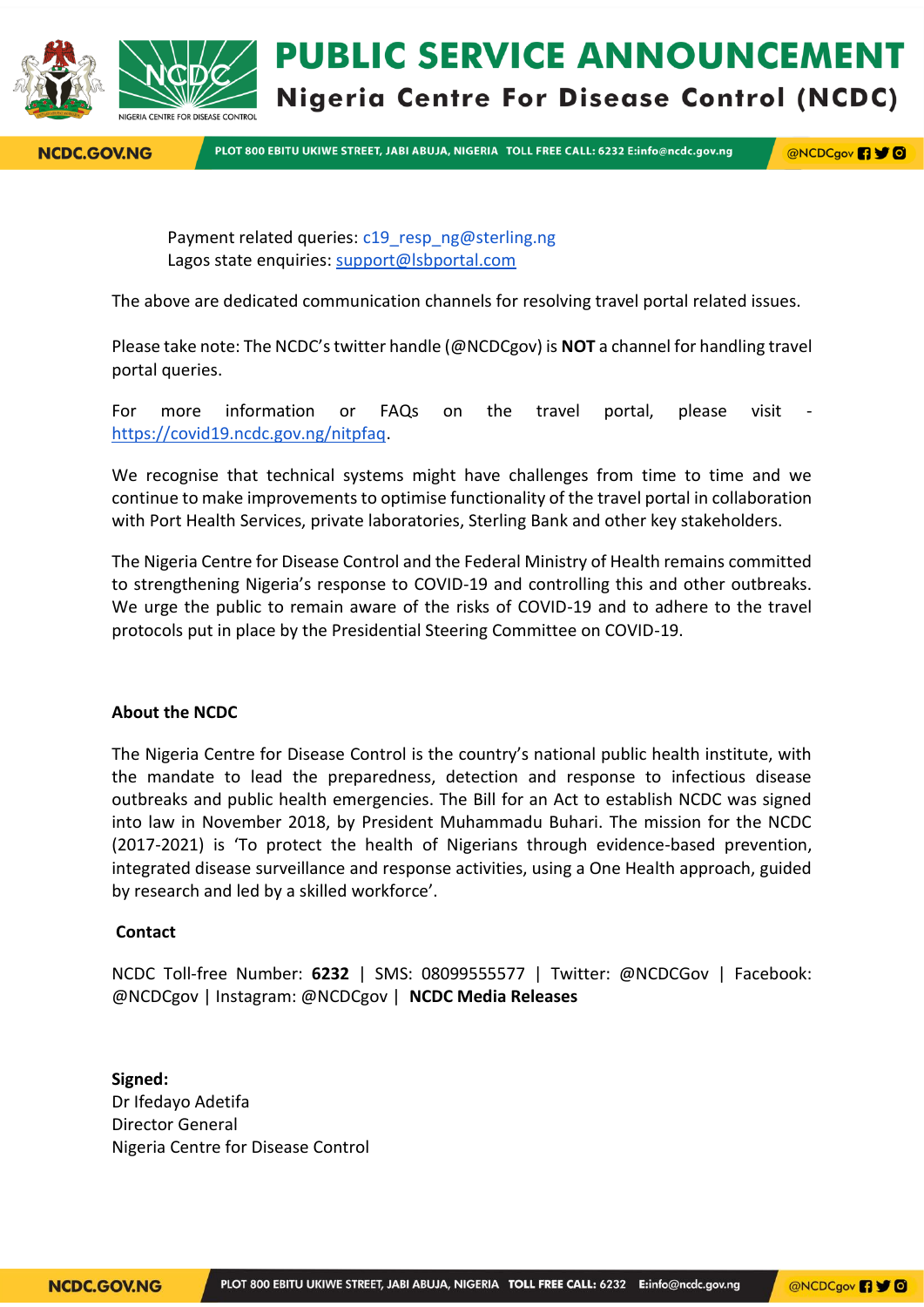Payment related queries: c19_resp_ng@sterling.ng
Lagos state enquiries: support@lsbportal.com

The above are dedicated communication channels for resolving travel portal related issues.

Please take note: The NCDC's twitter handle (@NCDCgov) is **NOT** a channel for handling travel portal queries.

For more information or FAQs on the travel portal, please visit - https://covid19.ncdc.gov.ng/nitpfaq.

We recognise that technical systems might have challenges from time to time and we continue to make improvements to optimise functionality of the travel portal in collaboration with Port Health Services, private laboratories, Sterling Bank and other key stakeholders.

The Nigeria Centre for Disease Control and the Federal Ministry of Health remains committed to strengthening Nigeria's response to COVID-19 and controlling this and other outbreaks. We urge the public to remain aware of the risks of COVID-19 and to adhere to the travel protocols put in place by the Presidential Steering Committee on COVID-19.

**About the NCDC**

The Nigeria Centre for Disease Control is the country's national public health institute, with the mandate to lead the preparedness, detection and response to infectious disease outbreaks and public health emergencies. The Bill for an Act to establish NCDC was signed into law in November 2018, by President Muhammadu Buhari. The mission for the NCDC (2017-2021) is 'To protect the health of Nigerians through evidence-based prevention, integrated disease surveillance and response activities, using a One Health approach, guided by research and led by a skilled workforce'.

**Contact**

NCDC Toll-free Number: **6232** | SMS: 08099555577 | Twitter: @NCDCGov | Facebook: @NCDCgov | Instagram: @NCDCgov | **NCDC Media Releases**

**Signed:**
Dr Ifedayo Adetifa
Director General
Nigeria Centre for Disease Control